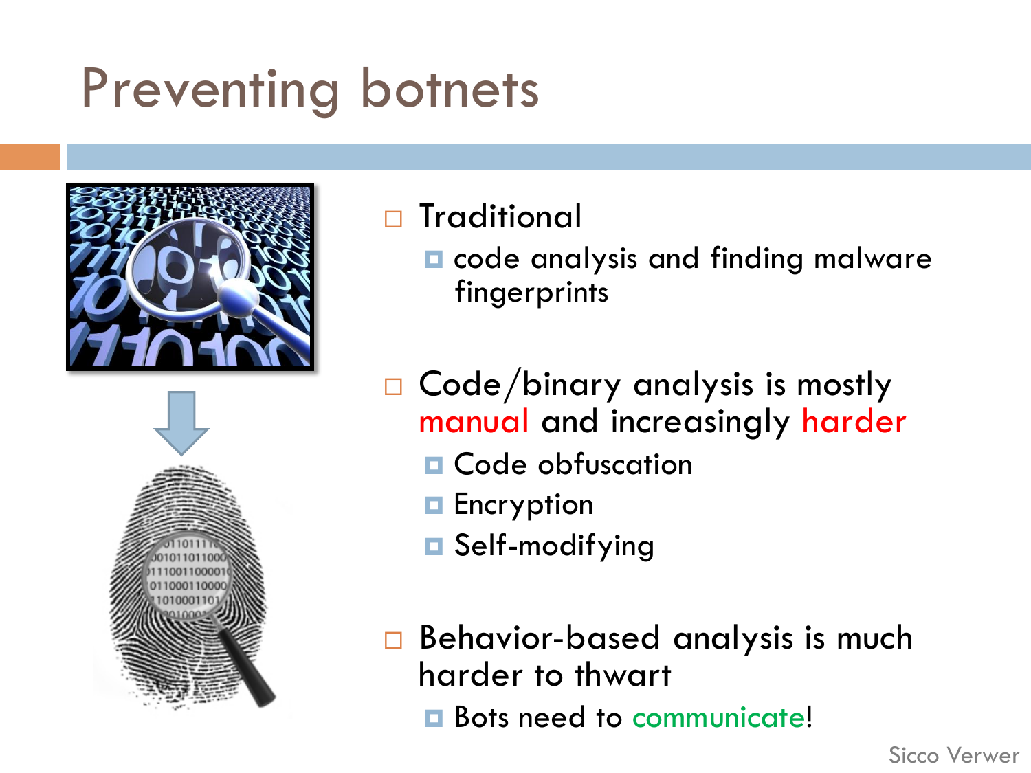# Preventing botnets

- Traditional
  - code analysis and finding malware fingerprints
- Code/binary analysis is mostly manual and increasingly harder
  - Code obfuscation
  - Encryption
  - Self-modifying
- Behavior-based analysis is much harder to thwart
  - Bots need to communicate!

Sicco Verwer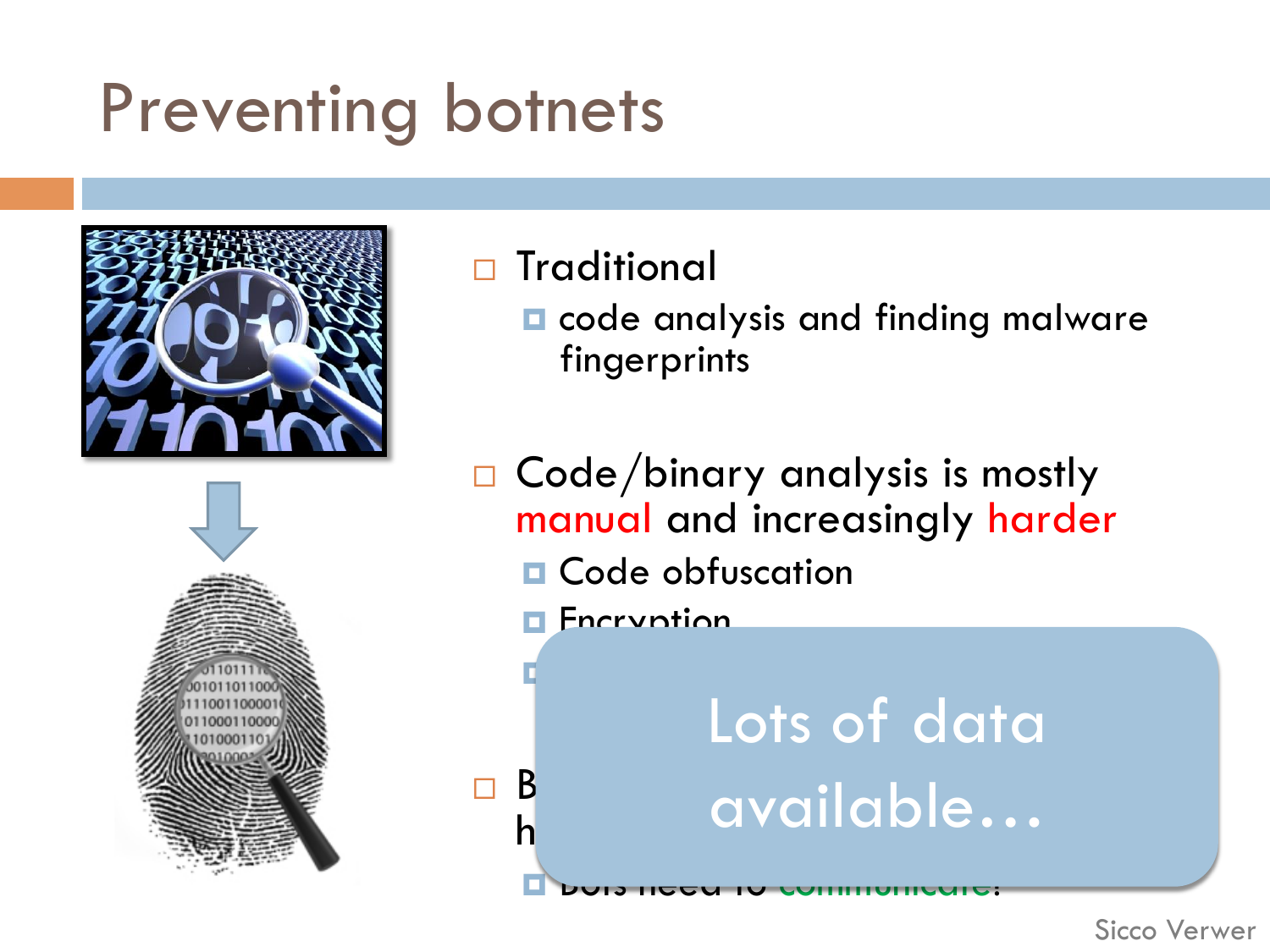# Preventing botnets

- Traditional
  - code analysis and finding malware fingerprints

- Code/binary analysis is mostly manual and increasingly harder
  - Code obfuscation
  - Encryption

- B
  h
  - Bots need to communicate!

Lots of data available…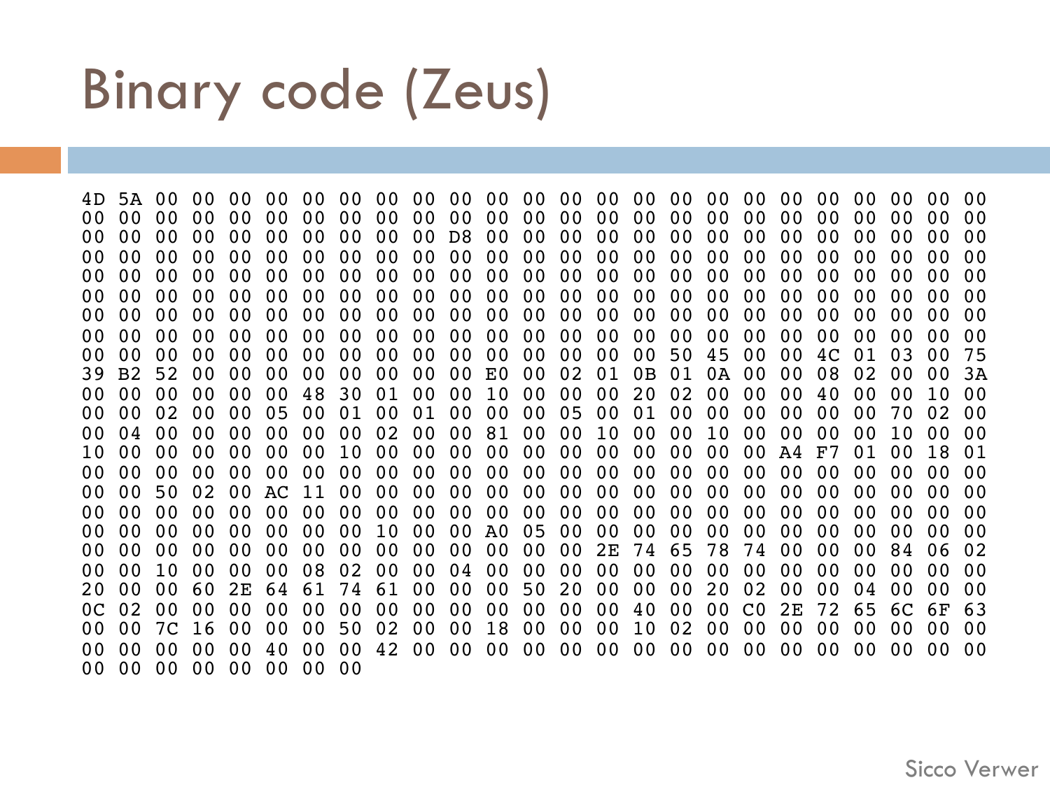# Binary code (Zeus)

```
4D 5A 00 00 00 00 00 00 00 00 00 00 00 00 00 00 00 00 00 00 00 00 00 00 00
00 00 00 00 00 00 00 00 00 00 00 00 00 00 00 00 00 00 00 00 00 00 00 00 00
00 00 00 00 00 00 00 00 00 00 D8 00 00 00 00 00 00 00 00 00 00 00 00 00 00
00 00 00 00 00 00 00 00 00 00 00 00 00 00 00 00 00 00 00 00 00 00 00 00 00
00 00 00 00 00 00 00 00 00 00 00 00 00 00 00 00 00 00 00 00 00 00 00 00 00
00 00 00 00 00 00 00 00 00 00 00 00 00 00 00 00 00 00 00 00 00 00 00 00 00
00 00 00 00 00 00 00 00 00 00 00 00 00 00 00 00 00 00 00 00 00 00 00 00 00
00 00 00 00 00 00 00 00 00 00 00 00 00 00 00 00 00 00 00 00 00 00 00 00 00
00 00 00 00 00 00 00 00 00 00 00 00 00 00 00 00 50 45 00 00 4C 01 03 00 75
39 B2 52 00 00 00 00 00 00 00 00 E0 00 02 01 0B 01 0A 00 00 08 02 00 00 3A
00 00 00 00 00 00 48 30 01 00 00 10 00 00 00 20 02 00 00 00 40 00 00 10 00
00 00 02 00 00 05 00 01 00 01 00 00 00 05 00 01 00 00 00 00 00 00 70 02 00
00 04 00 00 00 00 00 00 02 00 00 81 00 00 10 00 00 10 00 00 00 00 10 00 00
10 00 00 00 00 00 00 10 00 00 00 00 00 00 00 00 00 00 00 00 A4 F7 01 00 18 01
00 00 00 00 00 00 00 00 00 00 00 00 00 00 00 00 00 00 00 00 00 00 00 00 00
00 00 50 02 00 AC 11 00 00 00 00 00 00 00 00 00 00 00 00 00 00 00 00 00 00
00 00 00 00 00 00 00 00 00 00 00 00 00 00 00 00 00 00 00 00 00 00 00 00 00
00 00 00 00 00 00 00 00 10 00 00 A0 05 00 00 00 00 00 00 00 00 00 00 00 00
00 00 00 00 00 00 00 00 00 00 00 00 00 00 2E 74 65 78 74 00 00 00 84 06 02
00 00 10 00 00 00 08 02 00 00 04 00 00 00 00 00 00 00 00 00 00 00 00 00 00
20 00 00 60 2E 64 61 74 61 00 00 00 50 20 00 00 00 20 02 00 00 04 00 00 00
0C 02 00 00 00 00 00 00 00 00 00 00 00 00 00 40 00 00 C0 2E 72 65 6C 6F 63
00 00 7C 16 00 00 00 50 02 00 00 18 00 00 00 10 02 00 00 00 00 00 00 00 00
00 00 00 00 00 40 00 00 42 00 00 00 00 00 00 00 00 00 00 00 00 00 00 00 00
00 00 00 00 00 00 00 00
```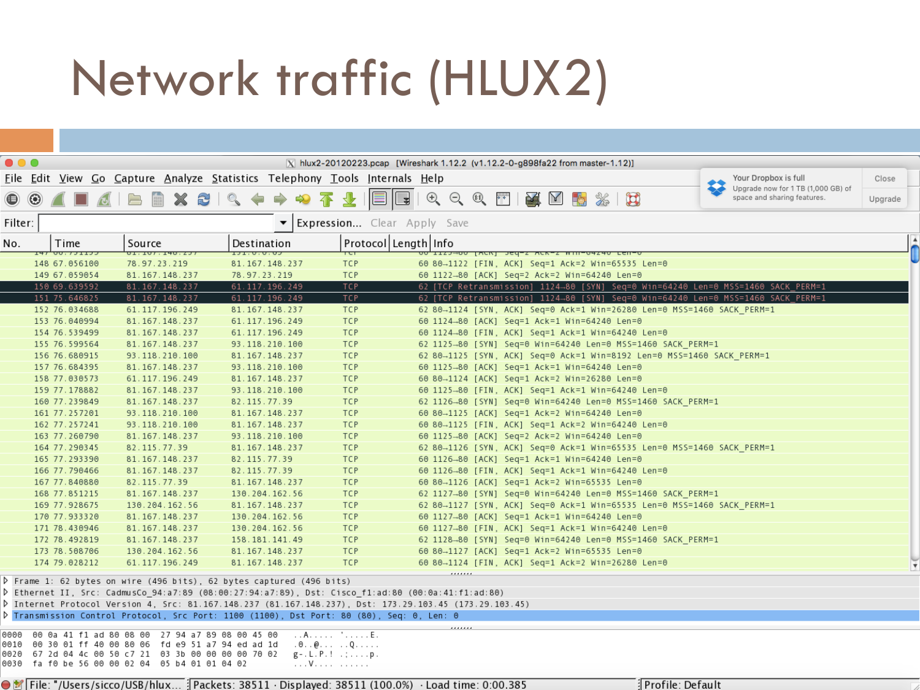# Network traffic (HLUX2)

hlux2-20120223.pcap [Wireshark 1.12.2 (v1.12.2-0-g898fa22 from master-1.12)]

File Edit View Go Capture Analyze Statistics Telephony Tools Internals Help

Filter: Expression... Clear Apply Save

| No. | Time | Source | Destination | Protocol | Length | Info |
|---|---|---|---|---|---|---|
| 148 | 67.056100 | 78.97.23.219 | 81.167.148.237 | TCP | 60 | 80→1122 [FIN, ACK] Seq=1 Ack=2 Win=65535 Len=0 |
| 149 | 67.059054 | 81.167.148.237 | 78.97.23.219 | TCP | 60 | 1122→80 [ACK] Seq=2 Ack=2 Win=64240 Len=0 |
| 150 | 69.639592 | 81.167.148.237 | 61.117.196.249 | TCP | 62 | [TCP Retransmission] 1124→80 [SYN] Seq=0 Win=64240 Len=0 MSS=1460 SACK_PERM=1 |
| 151 | 75.646825 | 81.167.148.237 | 61.117.196.249 | TCP | 62 | [TCP Retransmission] 1124→80 [SYN] Seq=0 Win=64240 Len=0 MSS=1460 SACK_PERM=1 |
| 152 | 76.034688 | 61.117.196.249 | 81.167.148.237 | TCP | 62 | 80→1124 [SYN, ACK] Seq=0 Ack=1 Win=26280 Len=0 MSS=1460 SACK_PERM=1 |
| 153 | 76.040994 | 81.167.148.237 | 61.117.196.249 | TCP | 60 | 1124→80 [ACK] Seq=1 Ack=1 Win=64240 Len=0 |
| 154 | 76.539499 | 81.167.148.237 | 61.117.196.249 | TCP | 60 | 1124→80 [FIN, ACK] Seq=1 Ack=1 Win=64240 Len=0 |
| 155 | 76.599564 | 81.167.148.237 | 93.118.210.100 | TCP | 62 | 1125→80 [SYN] Seq=0 Win=64240 Len=0 MSS=1460 SACK_PERM=1 |
| 156 | 76.680915 | 93.118.210.100 | 81.167.148.237 | TCP | 62 | 80→1125 [SYN, ACK] Seq=0 Ack=1 Win=8192 Len=0 MSS=1460 SACK_PERM=1 |
| 157 | 76.684395 | 81.167.148.237 | 93.118.210.100 | TCP | 60 | 1125→80 [ACK] Seq=1 Ack=1 Win=64240 Len=0 |
| 158 | 77.030573 | 61.117.196.249 | 81.167.148.237 | TCP | 60 | 80→1124 [ACK] Seq=1 Ack=2 Win=26280 Len=0 |
| 159 | 77.178882 | 81.167.148.237 | 93.118.210.100 | TCP | 60 | 1125→80 [FIN, ACK] Seq=1 Ack=1 Win=64240 Len=0 |
| 160 | 77.239849 | 81.167.148.237 | 82.115.77.39 | TCP | 62 | 1126→80 [SYN] Seq=0 Win=64240 Len=0 MSS=1460 SACK_PERM=1 |
| 161 | 77.257201 | 93.118.210.100 | 81.167.148.237 | TCP | 60 | 80→1125 [ACK] Seq=1 Ack=2 Win=64240 Len=0 |
| 162 | 77.257241 | 93.118.210.100 | 81.167.148.237 | TCP | 60 | 80→1125 [FIN, ACK] Seq=1 Ack=2 Win=64240 Len=0 |
| 163 | 77.260790 | 81.167.148.237 | 93.118.210.100 | TCP | 60 | 1125→80 [ACK] Seq=2 Ack=2 Win=64240 Len=0 |
| 164 | 77.290345 | 82.115.77.39 | 81.167.148.237 | TCP | 62 | 80→1126 [SYN, ACK] Seq=0 Ack=1 Win=65535 Len=0 MSS=1460 SACK_PERM=1 |
| 165 | 77.293390 | 81.167.148.237 | 82.115.77.39 | TCP | 60 | 1126→80 [ACK] Seq=1 Ack=1 Win=64240 Len=0 |
| 166 | 77.790466 | 81.167.148.237 | 82.115.77.39 | TCP | 60 | 1126→80 [FIN, ACK] Seq=1 Ack=1 Win=64240 Len=0 |
| 167 | 77.840880 | 82.115.77.39 | 81.167.148.237 | TCP | 60 | 80→1126 [ACK] Seq=1 Ack=2 Win=65535 Len=0 |
| 168 | 77.851215 | 81.167.148.237 | 130.204.162.56 | TCP | 62 | 1127→80 [SYN] Seq=0 Win=64240 Len=0 MSS=1460 SACK_PERM=1 |
| 169 | 77.928675 | 130.204.162.56 | 81.167.148.237 | TCP | 62 | 80→1127 [SYN, ACK] Seq=0 Ack=1 Win=65535 Len=0 MSS=1460 SACK_PERM=1 |
| 170 | 77.933320 | 81.167.148.237 | 130.204.162.56 | TCP | 60 | 1127→80 [ACK] Seq=1 Ack=1 Win=64240 Len=0 |
| 171 | 78.430946 | 81.167.148.237 | 130.204.162.56 | TCP | 60 | 1127→80 [FIN, ACK] Seq=1 Ack=1 Win=64240 Len=0 |
| 172 | 78.492819 | 81.167.148.237 | 158.181.141.49 | TCP | 62 | 1128→80 [SYN] Seq=0 Win=64240 Len=0 MSS=1460 SACK_PERM=1 |
| 173 | 78.508706 | 130.204.162.56 | 81.167.148.237 | TCP | 60 | 80→1127 [ACK] Seq=1 Ack=2 Win=65535 Len=0 |
| 174 | 79.028212 | 61.117.196.249 | 81.167.148.237 | TCP | 60 | 80→1124 [FIN, ACK] Seq=1 Ack=2 Win=26280 Len=0 |

```
▷ Frame 1: 62 bytes on wire (496 bits), 62 bytes captured (496 bits)
▷ Ethernet II, Src: CadmusCo_94:a7:89 (08:00:27:94:a7:89), Dst: Cisco_f1:ad:80 (00:0a:41:f1:ad:80)
▷ Internet Protocol Version 4, Src: 81.167.148.237 (81.167.148.237), Dst: 173.29.103.45 (173.29.103.45)
▷ Transmission Control Protocol, Src Port: 1100 (1100), Dst Port: 80 (80), Seq: 0, Len: 0
```

```
0000  00 0a 41 f1 ad 80 08 00  27 94 a7 89 08 00 45 00   ..A..... '.....E.
0010  00 30 01 ff 40 00 80 06  fd e9 51 a7 94 ed ad 1d   .0..@... ..Q.....
0020  67 2d 04 4c 00 50 c7 21  03 3b 00 00 00 00 70 02   g-.L.P.! .;....p.
0030  fa f0 be 56 00 00 02 04  05 b4 01 01 04 02         ...V.... ......
```

File: "/Users/sicco/USB/hlux... | Packets: 38511 · Displayed: 38511 (100.0%) · Load time: 0:00.385 | Profile: Default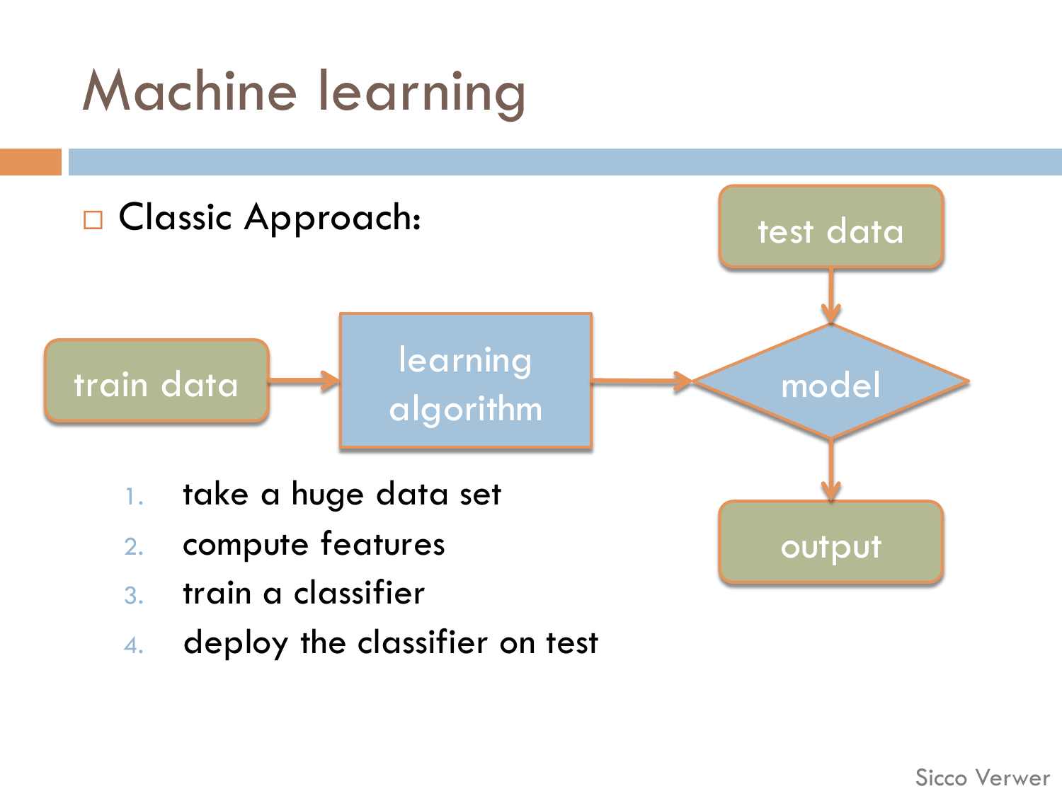# Machine learning

- Classic Approach:

train data → learning algorithm → model

test data → model → output

1. take a huge data set
2. compute features
3. train a classifier
4. deploy the classifier on test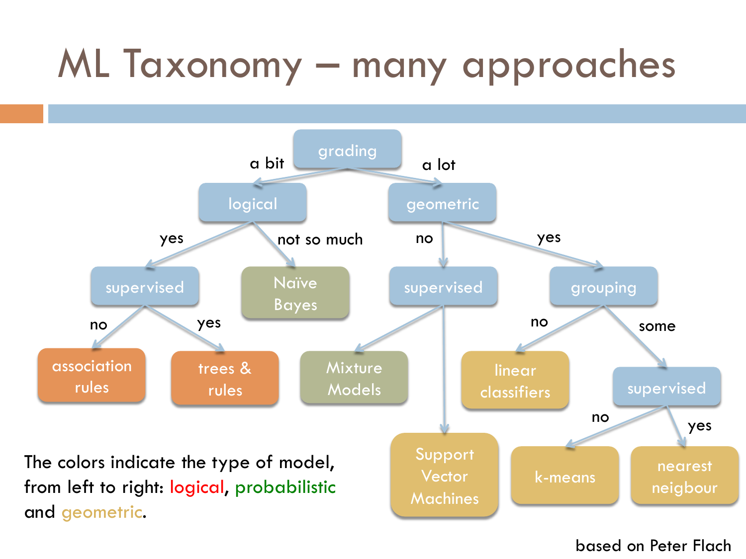# ML Taxonomy – many approaches

- grading
  - a bit → logical
    - yes → supervised
      - no → association rules
      - yes → trees & rules
    - not so much → Naïve Bayes
  - a lot → geometric
    - no → supervised
      - Mixture Models
      - Support Vector Machines
    - yes → grouping
      - no → linear classifiers
      - some → supervised
        - no → k-means
        - yes → nearest neigbour

The colors indicate the type of model, from left to right: logical, probabilistic and geometric.

based on Peter Flach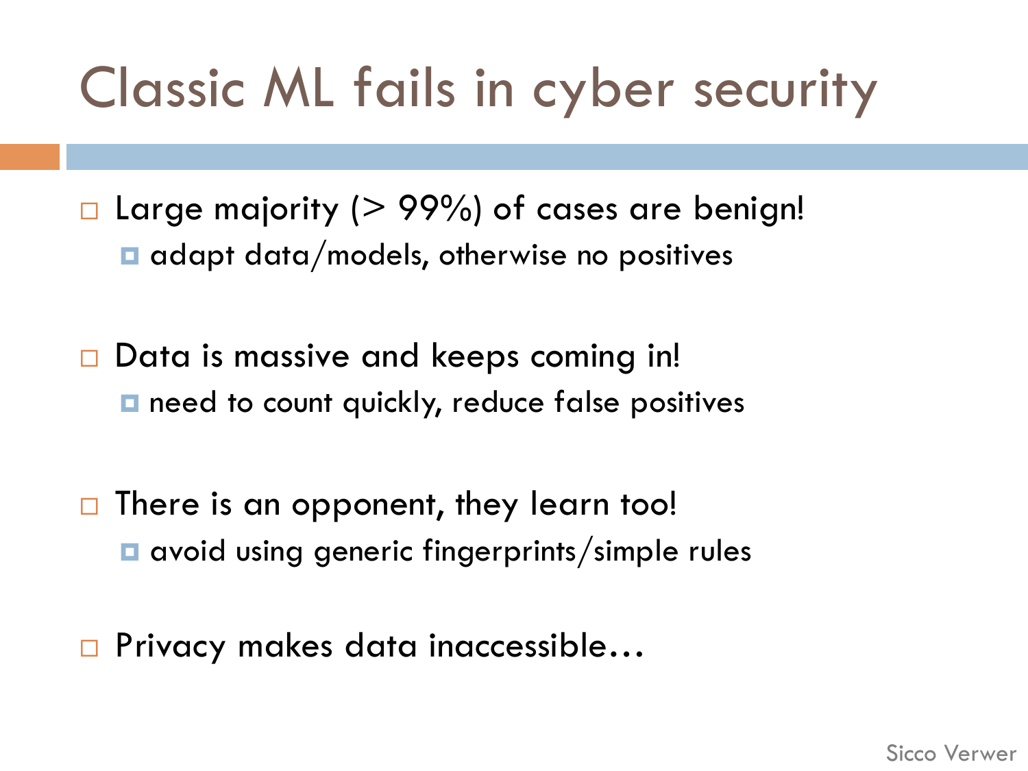# Classic ML fails in cyber security

- Large majority (> 99%) of cases are benign!
  - adapt data/models, otherwise no positives
- Data is massive and keeps coming in!
  - need to count quickly, reduce false positives
- There is an opponent, they learn too!
  - avoid using generic fingerprints/simple rules
- Privacy makes data inaccessible…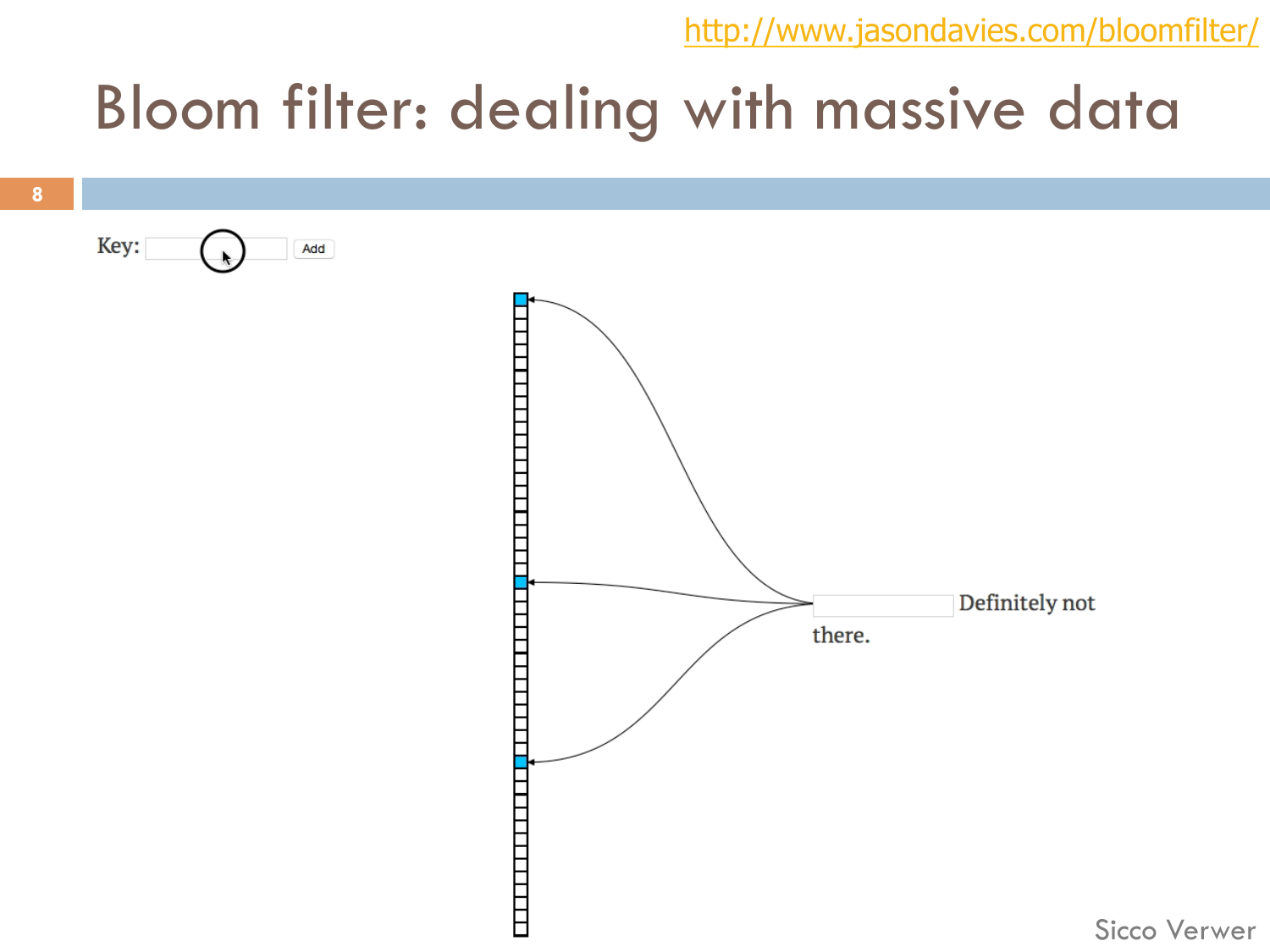http://www.jasondavies.com/bloomfilter/

# Bloom filter: dealing with massive data

Key: Add

Definitely not there.

Sicco Verwer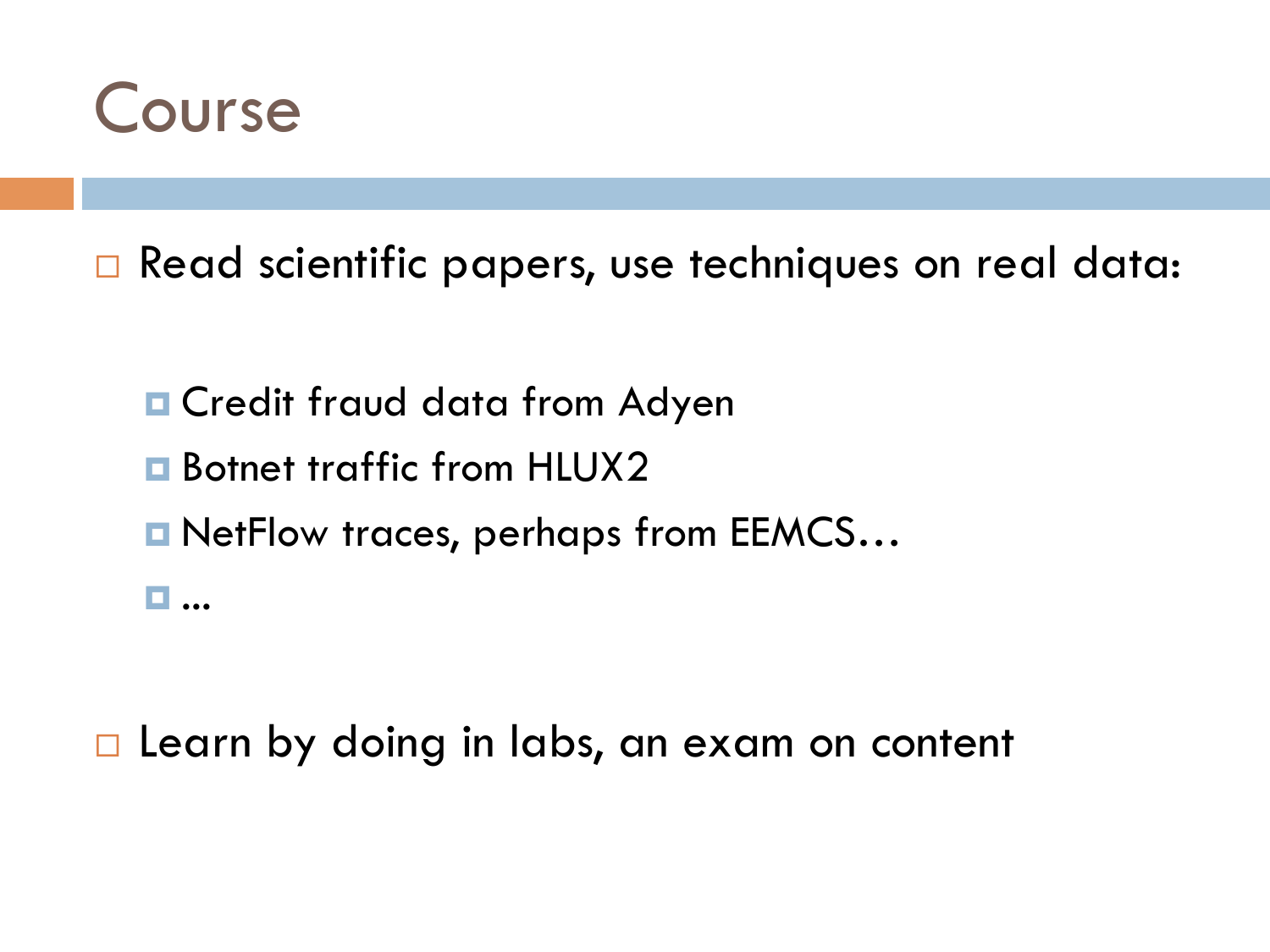# Course

- Read scientific papers, use techniques on real data:
  - Credit fraud data from Adyen
  - Botnet traffic from HLUX2
  - NetFlow traces, perhaps from EEMCS…
  - ...
- Learn by doing in labs, an exam on content